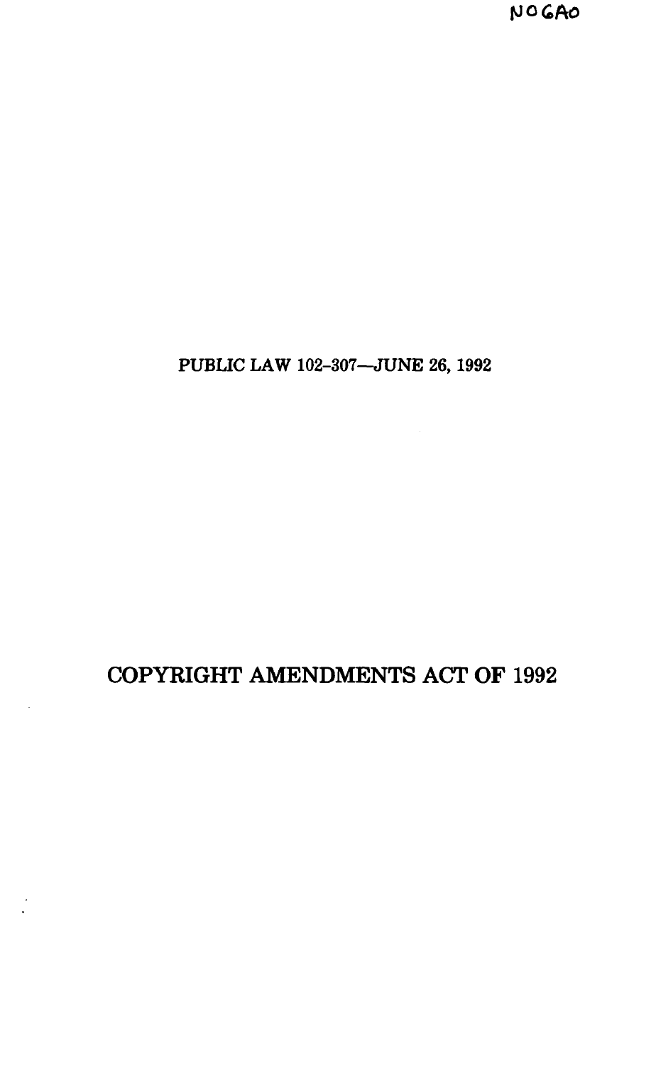NOGAO

PUBLIC LAW 102-307—JUNE 26, 1992

# COPYRIGHT AMENDMENTS ACT OF 1992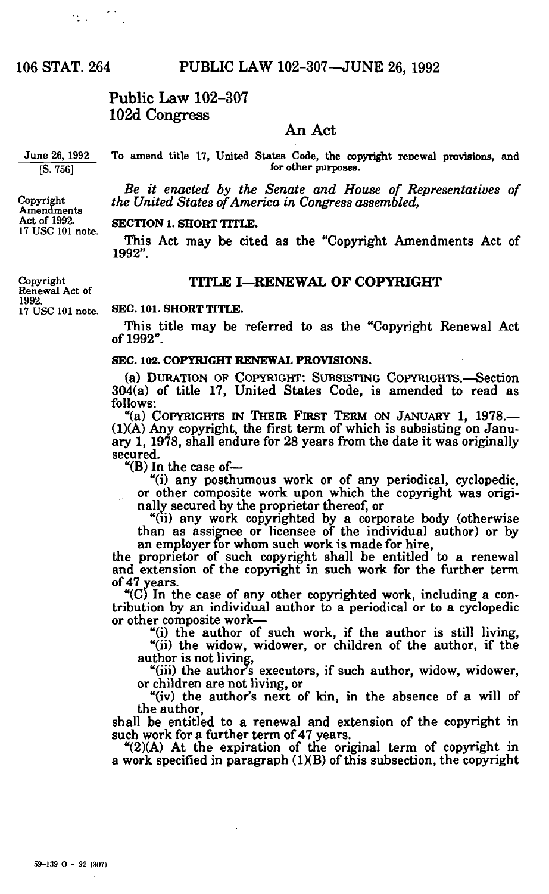# Public Law 102–307
# 102d Congress

## An Act

June 26, 1992
[S. 756]

To amend title 17, United States Code, the copyright renewal provisions, and for other purposes.

*Be it enacted by the Senate and House of Representatives of the United States of America in Congress assembled,*

Copyright Amendments Act of 1992.
17 USC 101 note.

**SECTION 1. SHORT TITLE.**

This Act may be cited as the "Copyright Amendments Act of 1992".

Copyright Renewal Act of 1992.
17 USC 101 note.

## TITLE I—RENEWAL OF COPYRIGHT

**SEC. 101. SHORT TITLE.**

This title may be referred to as the "Copyright Renewal Act of 1992".

**SEC. 102. COPYRIGHT RENEWAL PROVISIONS.**

(a) DURATION OF COPYRIGHT: SUBSISTING COPYRIGHTS.—Section 304(a) of title 17, United States Code, is amended to read as follows:

"(a) COPYRIGHTS IN THEIR FIRST TERM ON JANUARY 1, 1978.—(1)(A) Any copyright, the first term of which is subsisting on January 1, 1978, shall endure for 28 years from the date it was originally secured.

"(B) In the case of—

"(i) any posthumous work or of any periodical, cyclopedic, or other composite work upon which the copyright was originally secured by the proprietor thereof, or

"(ii) any work copyrighted by a corporate body (otherwise than as assignee or licensee of the individual author) or by an employer for whom such work is made for hire,

the proprietor of such copyright shall be entitled to a renewal and extension of the copyright in such work for the further term of 47 years.

"(C) In the case of any other copyrighted work, including a contribution by an individual author to a periodical or to a cyclopedic or other composite work—

"(i) the author of such work, if the author is still living,

"(ii) the widow, widower, or children of the author, if the author is not living,

"(iii) the author's executors, if such author, widow, widower, or children are not living, or

"(iv) the author's next of kin, in the absence of a will of the author,

shall be entitled to a renewal and extension of the copyright in such work for a further term of 47 years.

"(2)(A) At the expiration of the original term of copyright in a work specified in paragraph (1)(B) of this subsection, the copyright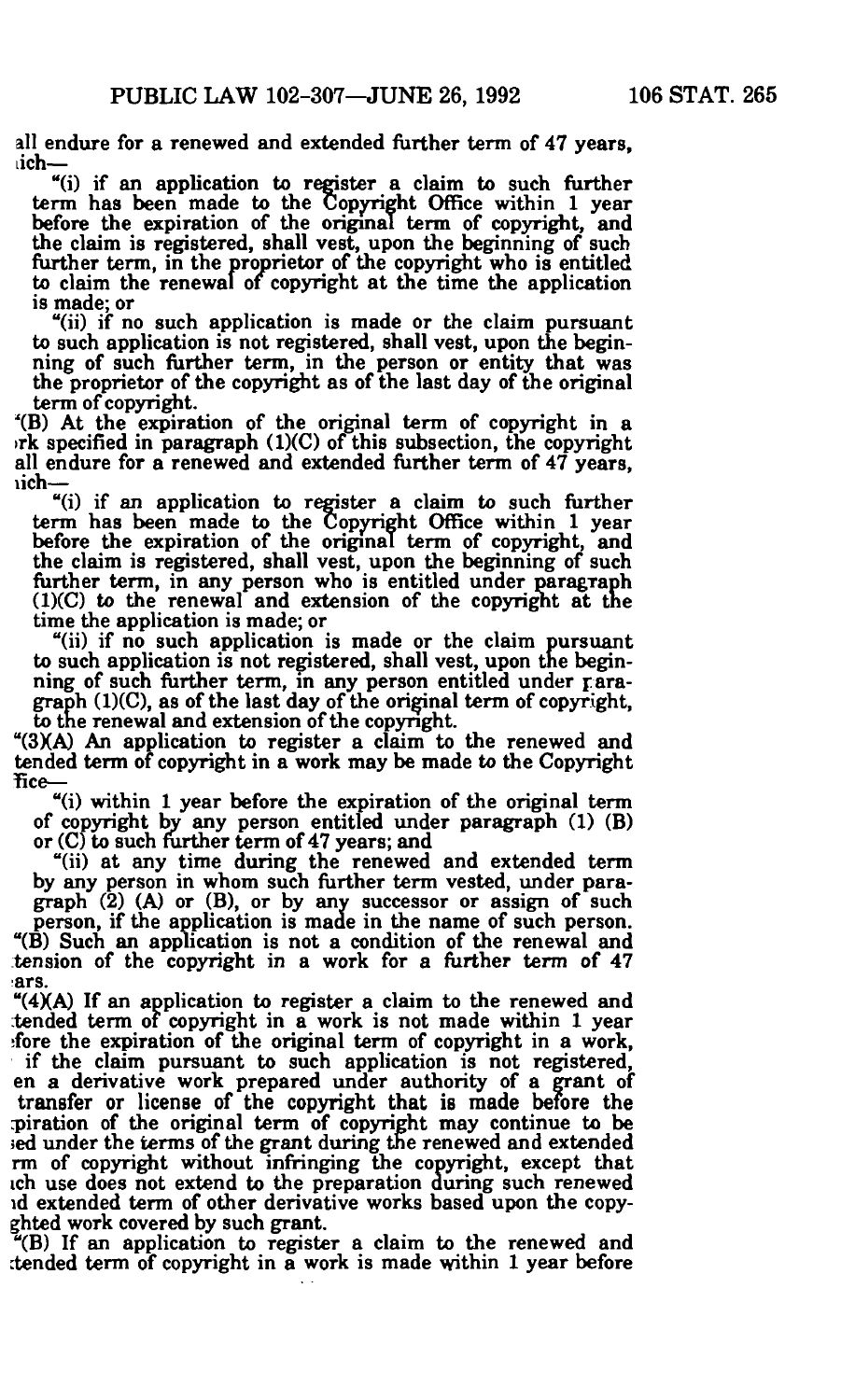all endure for a renewed and extended further term of 47 years, which—

"(i) if an application to register a claim to such further term has been made to the Copyright Office within 1 year before the expiration of the original term of copyright, and the claim is registered, shall vest, upon the beginning of such further term, in the proprietor of the copyright who is entitled to claim the renewal of copyright at the time the application is made; or

"(ii) if no such application is made or the claim pursuant to such application is not registered, shall vest, upon the beginning of such further term, in the person or entity that was the proprietor of the copyright as of the last day of the original term of copyright.

"(B) At the expiration of the original term of copyright in a work specified in paragraph (1)(C) of this subsection, the copyright shall endure for a renewed and extended further term of 47 years, which—

"(i) if an application to register a claim to such further term has been made to the Copyright Office within 1 year before the expiration of the original term of copyright, and the claim is registered, shall vest, upon the beginning of such further term, in any person who is entitled under paragraph (1)(C) to the renewal and extension of the copyright at the time the application is made; or

"(ii) if no such application is made or the claim pursuant to such application is not registered, shall vest, upon the beginning of such further term, in any person entitled under paragraph (1)(C), as of the last day of the original term of copyright, to the renewal and extension of the copyright.

"(3)(A) An application to register a claim to the renewed and extended term of copyright in a work may be made to the Copyright Office—

"(i) within 1 year before the expiration of the original term of copyright by any person entitled under paragraph (1) (B) or (C) to such further term of 47 years; and

"(ii) at any time during the renewed and extended term by any person in whom such further term vested, under paragraph (2) (A) or (B), or by any successor or assign of such person, if the application is made in the name of such person.

"(B) Such an application is not a condition of the renewal and extension of the copyright in a work for a further term of 47 years.

"(4)(A) If an application to register a claim to the renewed and extended term of copyright in a work is not made within 1 year before the expiration of the original term of copyright in a work, or if the claim pursuant to such application is not registered, then a derivative work prepared under authority of a grant of a transfer or license of the copyright that is made before the expiration of the original term of copyright may continue to be used under the terms of the grant during the renewed and extended term of copyright without infringing the copyright, except that such use does not extend to the preparation during such renewed and extended term of other derivative works based upon the copyrighted work covered by such grant.

"(B) If an application to register a claim to the renewed and extended term of copyright in a work is made within 1 year before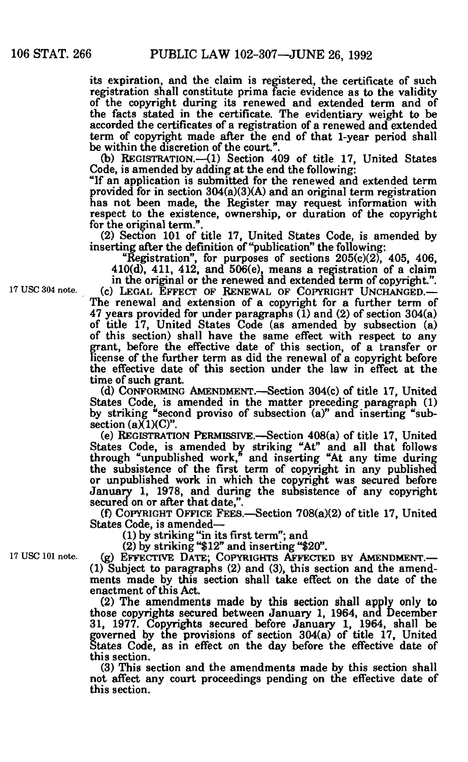its expiration, and the claim is registered, the certificate of such registration shall constitute prima facie evidence as to the validity of the copyright during its renewed and extended term and of the facts stated in the certificate. The evidentiary weight to be accorded the certificates of a registration of a renewed and extended term of copyright made after the end of that 1-year period shall be within the discretion of the court.".

(b) REGISTRATION.—(1) Section 409 of title 17, United States Code, is amended by adding at the end the following:

"If an application is submitted for the renewed and extended term provided for in section 304(a)(3)(A) and an original term registration has not been made, the Register may request information with respect to the existence, ownership, or duration of the copyright for the original term.".

(2) Section 101 of title 17, United States Code, is amended by inserting after the definition of "publication" the following:

"Registration", for purposes of sections 205(c)(2), 405, 406, 410(d), 411, 412, and 506(e), means a registration of a claim in the original or the renewed and extended term of copyright.".

17 USC 304 note.

(c) LEGAL EFFECT OF RENEWAL OF COPYRIGHT UNCHANGED.—The renewal and extension of a copyright for a further term of 47 years provided for under paragraphs (1) and (2) of section 304(a) of title 17, United States Code (as amended by subsection (a) of this section) shall have the same effect with respect to any grant, before the effective date of this section, of a transfer or license of the further term as did the renewal of a copyright before the effective date of this section under the law in effect at the time of such grant.

(d) CONFORMING AMENDMENT.—Section 304(c) of title 17, United States Code, is amended in the matter preceding paragraph (1) by striking "second proviso of subsection (a)" and inserting "subsection (a)(1)(C)".

(e) REGISTRATION PERMISSIVE.—Section 408(a) of title 17, United States Code, is amended by striking "At" and all that follows through "unpublished work," and inserting "At any time during the subsistence of the first term of copyright in any published or unpublished work in which the copyright was secured before January 1, 1978, and during the subsistence of any copyright secured on or after that date,".

(f) COPYRIGHT OFFICE FEES.—Section 708(a)(2) of title 17, United States Code, is amended—

(1) by striking "in its first term"; and

(2) by striking "$12" and inserting "$20".

17 USC 101 note.

(g) EFFECTIVE DATE; COPYRIGHTS AFFECTED BY AMENDMENT.—(1) Subject to paragraphs (2) and (3), this section and the amendments made by this section shall take effect on the date of the enactment of this Act.

(2) The amendments made by this section shall apply only to those copyrights secured between January 1, 1964, and December 31, 1977. Copyrights secured before January 1, 1964, shall be governed by the provisions of section 304(a) of title 17, United States Code, as in effect on the day before the effective date of this section.

(3) This section and the amendments made by this section shall not affect any court proceedings pending on the effective date of this section.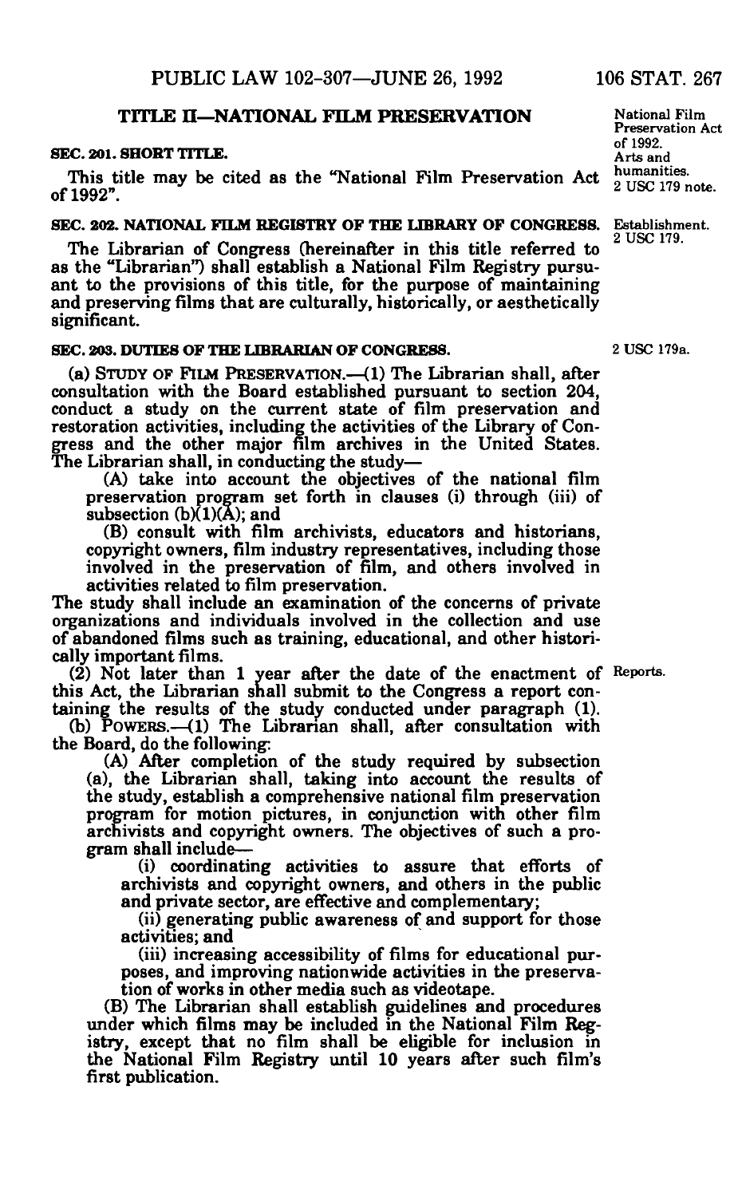## TITLE II—NATIONAL FILM PRESERVATION

National Film Preservation Act of 1992.
Arts and humanities.
2 USC 179 note.

### SEC. 201. SHORT TITLE.

This title may be cited as the "National Film Preservation Act of 1992".

### SEC. 202. NATIONAL FILM REGISTRY OF THE LIBRARY OF CONGRESS.

Establishment.
2 USC 179.

The Librarian of Congress (hereinafter in this title referred to as the "Librarian") shall establish a National Film Registry pursuant to the provisions of this title, for the purpose of maintaining and preserving films that are culturally, historically, or aesthetically significant.

### SEC. 203. DUTIES OF THE LIBRARIAN OF CONGRESS.

2 USC 179a.

(a) STUDY OF FILM PRESERVATION.—(1) The Librarian shall, after consultation with the Board established pursuant to section 204, conduct a study on the current state of film preservation and restoration activities, including the activities of the Library of Congress and the other major film archives in the United States. The Librarian shall, in conducting the study—

(A) take into account the objectives of the national film preservation program set forth in clauses (i) through (iii) of subsection (b)(1)(A); and

(B) consult with film archivists, educators and historians, copyright owners, film industry representatives, including those involved in the preservation of film, and others involved in activities related to film preservation.

The study shall include an examination of the concerns of private organizations and individuals involved in the collection and use of abandoned films such as training, educational, and other historically important films.

(2) Not later than 1 year after the date of the enactment of this Act, the Librarian shall submit to the Congress a report containing the results of the study conducted under paragraph (1).

Reports.

(b) POWERS.—(1) The Librarian shall, after consultation with the Board, do the following:

(A) After completion of the study required by subsection (a), the Librarian shall, taking into account the results of the study, establish a comprehensive national film preservation program for motion pictures, in conjunction with other film archivists and copyright owners. The objectives of such a program shall include—

(i) coordinating activities to assure that efforts of archivists and copyright owners, and others in the public and private sector, are effective and complementary;

(ii) generating public awareness of and support for those activities; and

(iii) increasing accessibility of films for educational purposes, and improving nationwide activities in the preservation of works in other media such as videotape.

(B) The Librarian shall establish guidelines and procedures under which films may be included in the National Film Registry, except that no film shall be eligible for inclusion in the National Film Registry until 10 years after such film's first publication.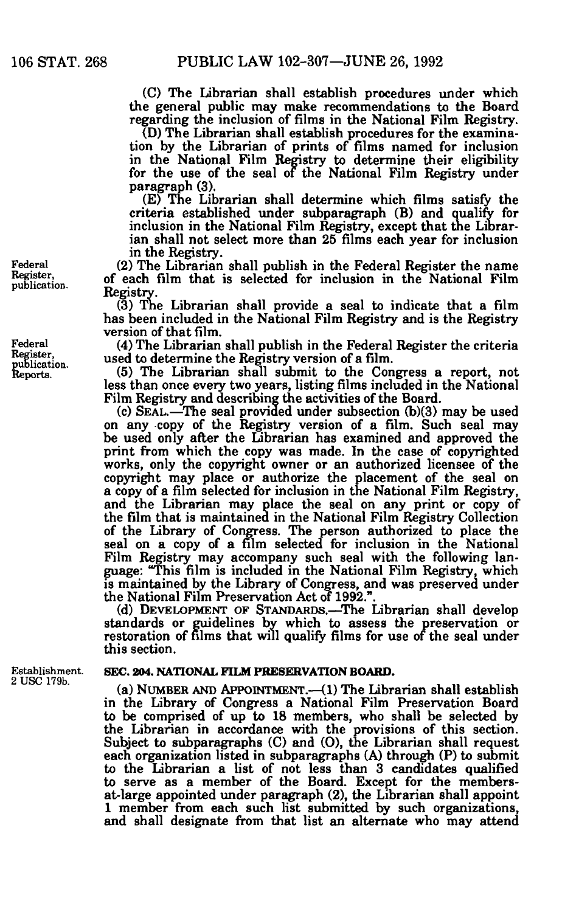(C) The Librarian shall establish procedures under which the general public may make recommendations to the Board regarding the inclusion of films in the National Film Registry.

(D) The Librarian shall establish procedures for the examination by the Librarian of prints of films named for inclusion in the National Film Registry to determine their eligibility for the use of the seal of the National Film Registry under paragraph (3).

(E) The Librarian shall determine which films satisfy the criteria established under subparagraph (B) and qualify for inclusion in the National Film Registry, except that the Librarian shall not select more than 25 films each year for inclusion in the Registry.

Federal Register, publication.

(2) The Librarian shall publish in the Federal Register the name of each film that is selected for inclusion in the National Film Registry.

(3) The Librarian shall provide a seal to indicate that a film has been included in the National Film Registry and is the Registry version of that film.

Federal Register, publication. Reports.

(4) The Librarian shall publish in the Federal Register the criteria used to determine the Registry version of a film.

(5) The Librarian shall submit to the Congress a report, not less than once every two years, listing films included in the National Film Registry and describing the activities of the Board.

(c) SEAL.—The seal provided under subsection (b)(3) may be used on any copy of the Registry version of a film. Such seal may be used only after the Librarian has examined and approved the print from which the copy was made. In the case of copyrighted works, only the copyright owner or an authorized licensee of the copyright may place or authorize the placement of the seal on a copy of a film selected for inclusion in the National Film Registry, and the Librarian may place the seal on any print or copy of the film that is maintained in the National Film Registry Collection of the Library of Congress. The person authorized to place the seal on a copy of a film selected for inclusion in the National Film Registry may accompany such seal with the following language: "This film is included in the National Film Registry, which is maintained by the Library of Congress, and was preserved under the National Film Preservation Act of 1992.".

(d) DEVELOPMENT OF STANDARDS.—The Librarian shall develop standards or guidelines by which to assess the preservation or restoration of films that will qualify films for use of the seal under this section.

Establishment. 2 USC 179b.

## SEC. 204. NATIONAL FILM PRESERVATION BOARD.

(a) NUMBER AND APPOINTMENT.—(1) The Librarian shall establish in the Library of Congress a National Film Preservation Board to be comprised of up to 18 members, who shall be selected by the Librarian in accordance with the provisions of this section. Subject to subparagraphs (C) and (O), the Librarian shall request each organization listed in subparagraphs (A) through (P) to submit to the Librarian a list of not less than 3 candidates qualified to serve as a member of the Board. Except for the members-at-large appointed under paragraph (2), the Librarian shall appoint 1 member from each such list submitted by such organizations, and shall designate from that list an alternate who may attend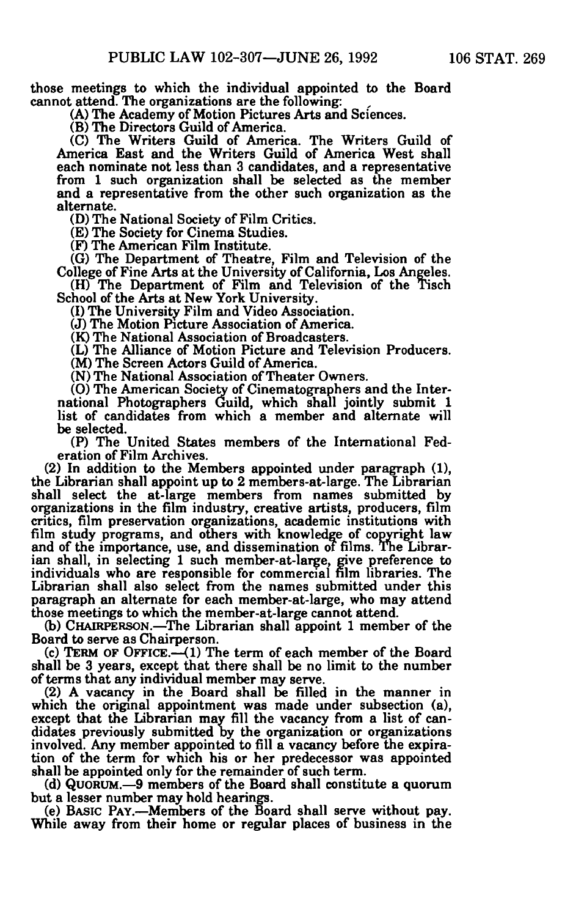those meetings to which the individual appointed to the Board cannot attend. The organizations are the following:

(A) The Academy of Motion Pictures Arts and Sciences.

(B) The Directors Guild of America.

(C) The Writers Guild of America. The Writers Guild of America East and the Writers Guild of America West shall each nominate not less than 3 candidates, and a representative from 1 such organization shall be selected as the member and a representative from the other such organization as the alternate.

(D) The National Society of Film Critics.

(E) The Society for Cinema Studies.

(F) The American Film Institute.

(G) The Department of Theatre, Film and Television of the College of Fine Arts at the University of California, Los Angeles.

(H) The Department of Film and Television of the Tisch School of the Arts at New York University.

(I) The University Film and Video Association.

(J) The Motion Picture Association of America.

(K) The National Association of Broadcasters.

(L) The Alliance of Motion Picture and Television Producers.

(M) The Screen Actors Guild of America.

(N) The National Association of Theater Owners.

(O) The American Society of Cinematographers and the International Photographers Guild, which shall jointly submit 1 list of candidates from which a member and alternate will be selected.

(P) The United States members of the International Federation of Film Archives.

(2) In addition to the Members appointed under paragraph (1), the Librarian shall appoint up to 2 members-at-large. The Librarian shall select the at-large members from names submitted by organizations in the film industry, creative artists, producers, film critics, film preservation organizations, academic institutions with film study programs, and others with knowledge of copyright law and of the importance, use, and dissemination of films. The Librarian shall, in selecting 1 such member-at-large, give preference to individuals who are responsible for commercial film libraries. The Librarian shall also select from the names submitted under this paragraph an alternate for each member-at-large, who may attend those meetings to which the member-at-large cannot attend.

(b) CHAIRPERSON.—The Librarian shall appoint 1 member of the Board to serve as Chairperson.

(c) TERM OF OFFICE.—(1) The term of each member of the Board shall be 3 years, except that there shall be no limit to the number of terms that any individual member may serve.

(2) A vacancy in the Board shall be filled in the manner in which the original appointment was made under subsection (a), except that the Librarian may fill the vacancy from a list of candidates previously submitted by the organization or organizations involved. Any member appointed to fill a vacancy before the expiration of the term for which his or her predecessor was appointed shall be appointed only for the remainder of such term.

(d) QUORUM.—9 members of the Board shall constitute a quorum but a lesser number may hold hearings.

(e) BASIC PAY.—Members of the Board shall serve without pay. While away from their home or regular places of business in the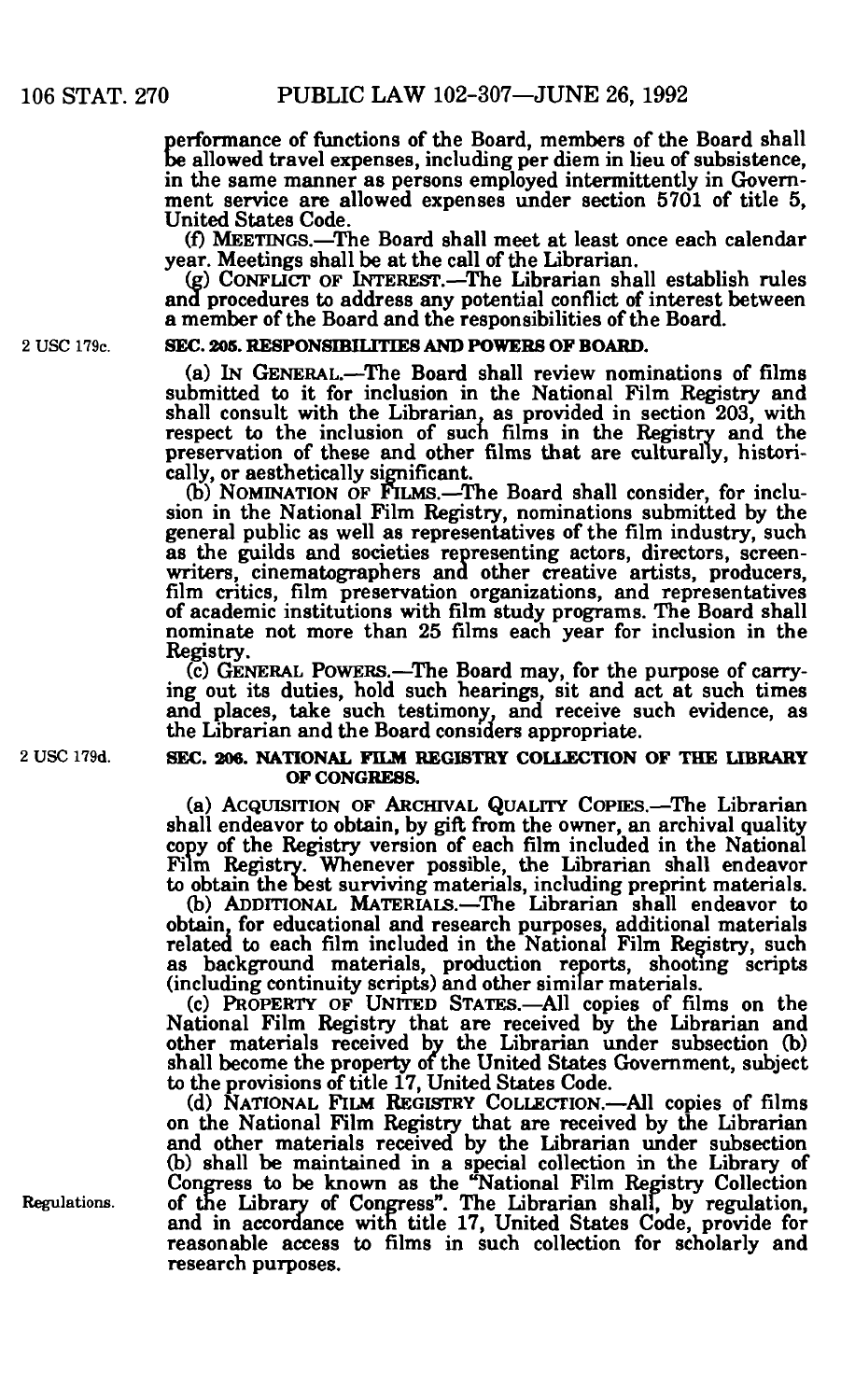performance of functions of the Board, members of the Board shall be allowed travel expenses, including per diem in lieu of subsistence, in the same manner as persons employed intermittently in Government service are allowed expenses under section 5701 of title 5, United States Code.

(f) MEETINGS.—The Board shall meet at least once each calendar year. Meetings shall be at the call of the Librarian.

(g) CONFLICT OF INTEREST.—The Librarian shall establish rules and procedures to address any potential conflict of interest between a member of the Board and the responsibilities of the Board.

2 USC 179c.

**SEC. 205. RESPONSIBILITIES AND POWERS OF BOARD.**

(a) IN GENERAL.—The Board shall review nominations of films submitted to it for inclusion in the National Film Registry and shall consult with the Librarian, as provided in section 203, with respect to the inclusion of such films in the Registry and the preservation of these and other films that are culturally, historically, or aesthetically significant.

(b) NOMINATION OF FILMS.—The Board shall consider, for inclusion in the National Film Registry, nominations submitted by the general public as well as representatives of the film industry, such as the guilds and societies representing actors, directors, screenwriters, cinematographers and other creative artists, producers, film critics, film preservation organizations, and representatives of academic institutions with film study programs. The Board shall nominate not more than 25 films each year for inclusion in the Registry.

(c) GENERAL POWERS.—The Board may, for the purpose of carrying out its duties, hold such hearings, sit and act at such times and places, take such testimony, and receive such evidence, as the Librarian and the Board considers appropriate.

2 USC 179d.

**SEC. 206. NATIONAL FILM REGISTRY COLLECTION OF THE LIBRARY OF CONGRESS.**

(a) ACQUISITION OF ARCHIVAL QUALITY COPIES.—The Librarian shall endeavor to obtain, by gift from the owner, an archival quality copy of the Registry version of each film included in the National Film Registry. Whenever possible, the Librarian shall endeavor to obtain the best surviving materials, including preprint materials.

(b) ADDITIONAL MATERIALS.—The Librarian shall endeavor to obtain, for educational and research purposes, additional materials related to each film included in the National Film Registry, such as background materials, production reports, shooting scripts (including continuity scripts) and other similar materials.

(c) PROPERTY OF UNITED STATES.—All copies of films on the National Film Registry that are received by the Librarian and other materials received by the Librarian under subsection (b) shall become the property of the United States Government, subject to the provisions of title 17, United States Code.

(d) NATIONAL FILM REGISTRY COLLECTION.—All copies of films on the National Film Registry that are received by the Librarian and other materials received by the Librarian under subsection (b) shall be maintained in a special collection in the Library of Congress to be known as the "National Film Registry Collection of the Library of Congress". The Librarian shall, by regulation, and in accordance with title 17, United States Code, provide for reasonable access to films in such collection for scholarly and research purposes.

Regulations.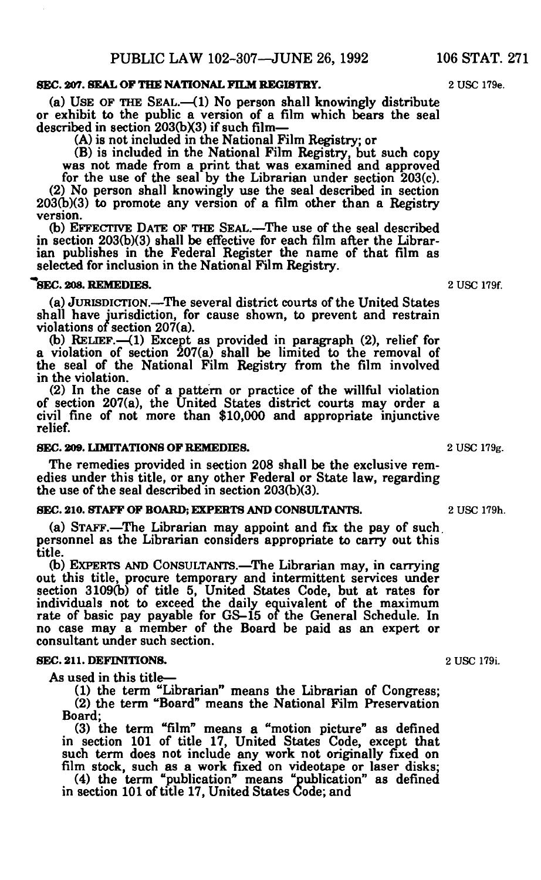**SEC. 207. SEAL OF THE NATIONAL FILM REGISTRY.**

2 USC 179e.

(a) USE OF THE SEAL.—(1) No person shall knowingly distribute or exhibit to the public a version of a film which bears the seal described in section 203(b)(3) if such film—

(A) is not included in the National Film Registry; or

(B) is included in the National Film Registry, but such copy was not made from a print that was examined and approved for the use of the seal by the Librarian under section 203(c).

(2) No person shall knowingly use the seal described in section 203(b)(3) to promote any version of a film other than a Registry version.

(b) EFFECTIVE DATE OF THE SEAL.—The use of the seal described in section 203(b)(3) shall be effective for each film after the Librarian publishes in the Federal Register the name of that film as selected for inclusion in the National Film Registry.

**SEC. 208. REMEDIES.**

2 USC 179f.

(a) JURISDICTION.—The several district courts of the United States shall have jurisdiction, for cause shown, to prevent and restrain violations of section 207(a).

(b) RELIEF.—(1) Except as provided in paragraph (2), relief for a violation of section 207(a) shall be limited to the removal of the seal of the National Film Registry from the film involved in the violation.

(2) In the case of a pattern or practice of the willful violation of section 207(a), the United States district courts may order a civil fine of not more than $10,000 and appropriate injunctive relief.

**SEC. 209. LIMITATIONS OF REMEDIES.**

2 USC 179g.

The remedies provided in section 208 shall be the exclusive remedies under this title, or any other Federal or State law, regarding the use of the seal described in section 203(b)(3).

**SEC. 210. STAFF OF BOARD; EXPERTS AND CONSULTANTS.**

2 USC 179h.

(a) STAFF.—The Librarian may appoint and fix the pay of such personnel as the Librarian considers appropriate to carry out this title.

(b) EXPERTS AND CONSULTANTS.—The Librarian may, in carrying out this title, procure temporary and intermittent services under section 3109(b) of title 5, United States Code, but at rates for individuals not to exceed the daily equivalent of the maximum rate of basic pay payable for GS–15 of the General Schedule. In no case may a member of the Board be paid as an expert or consultant under such section.

**SEC. 211. DEFINITIONS.**

2 USC 179i.

As used in this title—

(1) the term "Librarian" means the Librarian of Congress;

(2) the term "Board" means the National Film Preservation Board;

(3) the term "film" means a "motion picture" as defined in section 101 of title 17, United States Code, except that such term does not include any work not originally fixed on film stock, such as a work fixed on videotape or laser disks;

(4) the term "publication" means "publication" as defined in section 101 of title 17, United States Code; and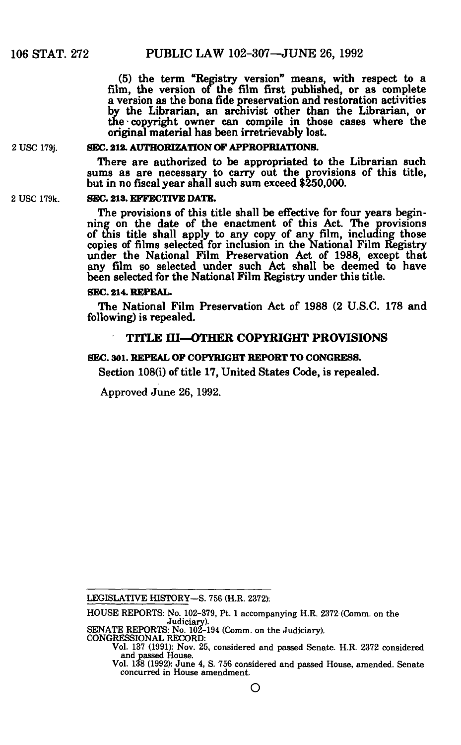(5) the term "Registry version" means, with respect to a film, the version of the film first published, or as complete a version as the bona fide preservation and restoration activities by the Librarian, an archivist other than the Librarian, or the copyright owner can compile in those cases where the original material has been irretrievably lost.

2 USC 179j.

**SEC. 212. AUTHORIZATION OF APPROPRIATIONS.**

There are authorized to be appropriated to the Librarian such sums as are necessary to carry out the provisions of this title, but in no fiscal year shall such sum exceed $250,000.

2 USC 179k.

**SEC. 213. EFFECTIVE DATE.**

The provisions of this title shall be effective for four years beginning on the date of the enactment of this Act. The provisions of this title shall apply to any copy of any film, including those copies of films selected for inclusion in the National Film Registry under the National Film Preservation Act of 1988, except that any film so selected under such Act shall be deemed to have been selected for the National Film Registry under this title.

**SEC. 214. REPEAL.**

The National Film Preservation Act of 1988 (2 U.S.C. 178 and following) is repealed.

## TITLE III—OTHER COPYRIGHT PROVISIONS

**SEC. 301. REPEAL OF COPYRIGHT REPORT TO CONGRESS.**

Section 108(i) of title 17, United States Code, is repealed.

Approved June 26, 1992.

---

LEGISLATIVE HISTORY—S. 756 (H.R. 2372):

HOUSE REPORTS: No. 102-379, Pt. 1 accompanying H.R. 2372 (Comm. on the Judiciary).
SENATE REPORTS: No. 102-194 (Comm. on the Judiciary).
CONGRESSIONAL RECORD:
Vol. 137 (1991): Nov. 25, considered and passed Senate. H.R. 2372 considered and passed House.
Vol. 138 (1992): June 4, S. 756 considered and passed House, amended. Senate concurred in House amendment.